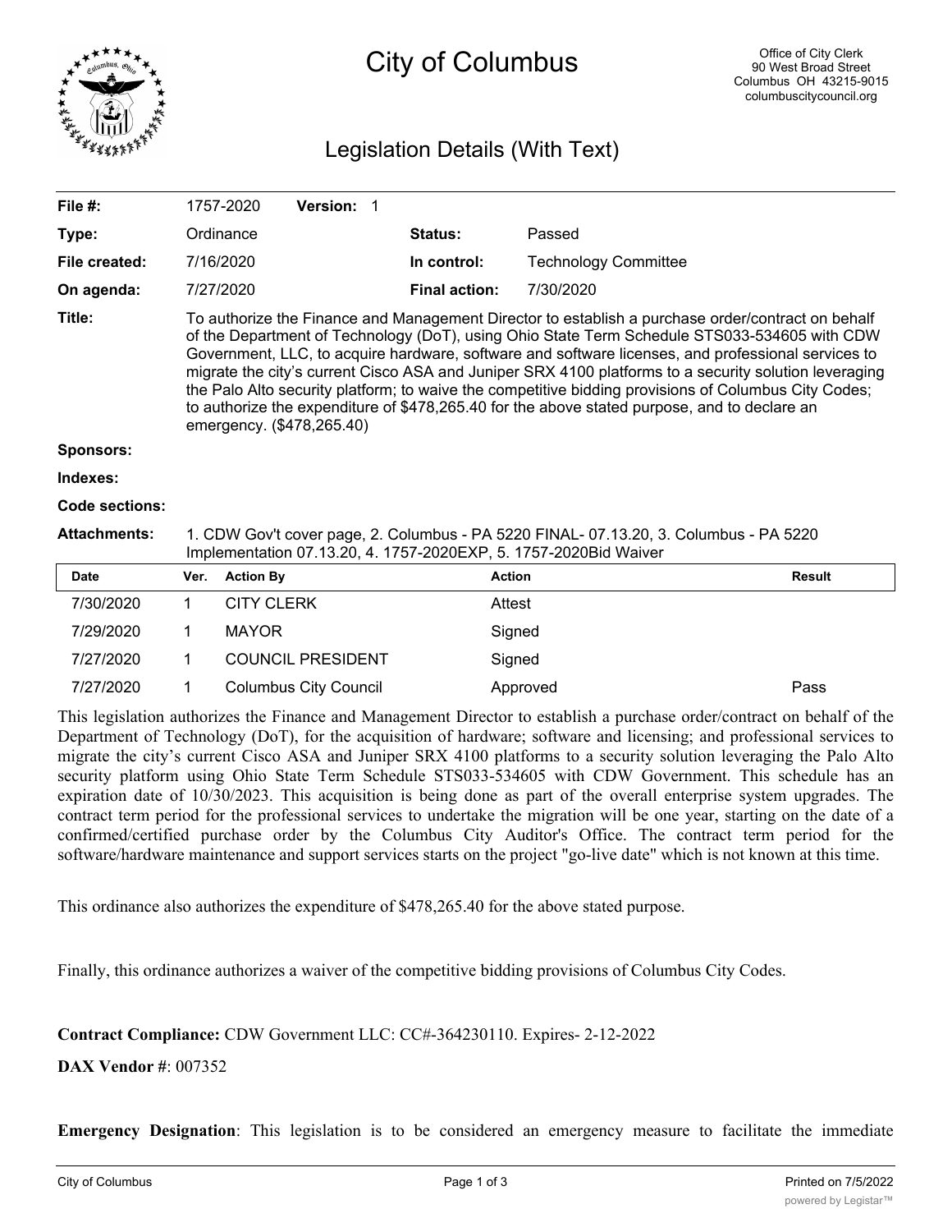# City of Columbus

Office of City Clerk
90 West Broad Street
Columbus OH 43215-9015
columbuscitycouncil.org

## Legislation Details (With Text)

| | | | |
|---|---|---|---|
| **File #:** | 1757-2020 **Version:** 1 | | |
| **Type:** | Ordinance | **Status:** | Passed |
| **File created:** | 7/16/2020 | **In control:** | Technology Committee |
| **On agenda:** | 7/27/2020 | **Final action:** | 7/30/2020 |

**Title:** To authorize the Finance and Management Director to establish a purchase order/contract on behalf of the Department of Technology (DoT), using Ohio State Term Schedule STS033-534605 with CDW Government, LLC, to acquire hardware, software and software licenses, and professional services to migrate the city's current Cisco ASA and Juniper SRX 4100 platforms to a security solution leveraging the Palo Alto security platform; to waive the competitive bidding provisions of Columbus City Codes; to authorize the expenditure of $478,265.40 for the above stated purpose, and to declare an emergency. ($478,265.40)

**Sponsors:**

**Indexes:**

**Code sections:**

**Attachments:** 1. CDW Gov't cover page, 2. Columbus - PA 5220 FINAL- 07.13.20, 3. Columbus - PA 5220 Implementation 07.13.20, 4. 1757-2020EXP, 5. 1757-2020Bid Waiver

| Date | Ver. | Action By | Action | Result |
|---|---|---|---|---|
| 7/30/2020 | 1 | CITY CLERK | Attest | |
| 7/29/2020 | 1 | MAYOR | Signed | |
| 7/27/2020 | 1 | COUNCIL PRESIDENT | Signed | |
| 7/27/2020 | 1 | Columbus City Council | Approved | Pass |

This legislation authorizes the Finance and Management Director to establish a purchase order/contract on behalf of the Department of Technology (DoT), for the acquisition of hardware; software and licensing; and professional services to migrate the city's current Cisco ASA and Juniper SRX 4100 platforms to a security solution leveraging the Palo Alto security platform using Ohio State Term Schedule STS033-534605 with CDW Government. This schedule has an expiration date of 10/30/2023. This acquisition is being done as part of the overall enterprise system upgrades. The contract term period for the professional services to undertake the migration will be one year, starting on the date of a confirmed/certified purchase order by the Columbus City Auditor's Office. The contract term period for the software/hardware maintenance and support services starts on the project "go-live date" which is not known at this time.

This ordinance also authorizes the expenditure of $478,265.40 for the above stated purpose.

Finally, this ordinance authorizes a waiver of the competitive bidding provisions of Columbus City Codes.

**Contract Compliance:** CDW Government LLC: CC#-364230110. Expires- 2-12-2022

**DAX Vendor #**: 007352

**Emergency Designation**: This legislation is to be considered an emergency measure to facilitate the immediate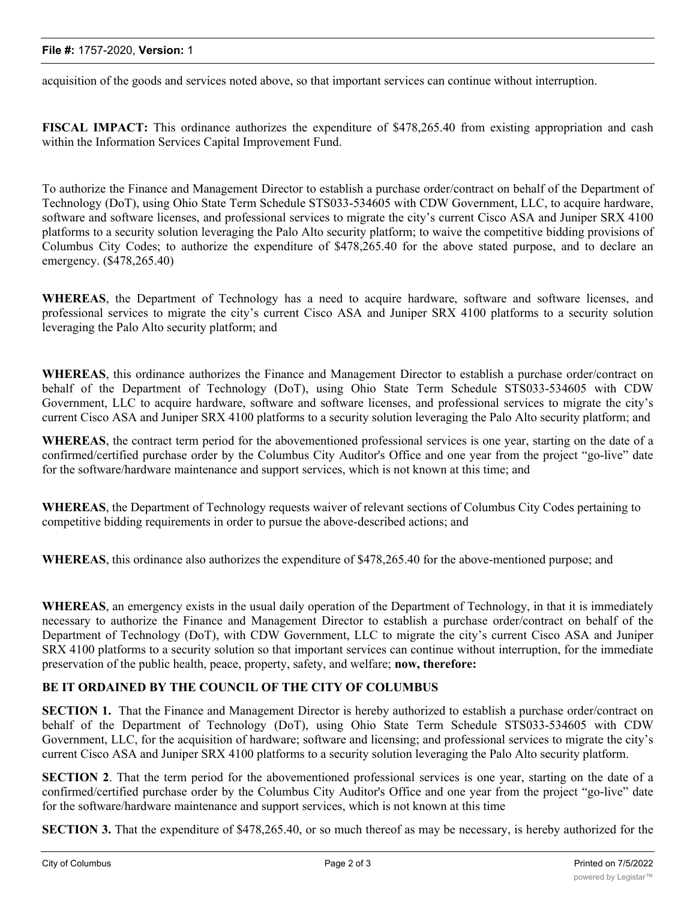acquisition of the goods and services noted above, so that important services can continue without interruption.

**FISCAL IMPACT:** This ordinance authorizes the expenditure of $478,265.40 from existing appropriation and cash within the Information Services Capital Improvement Fund.

To authorize the Finance and Management Director to establish a purchase order/contract on behalf of the Department of Technology (DoT), using Ohio State Term Schedule STS033-534605 with CDW Government, LLC, to acquire hardware, software and software licenses, and professional services to migrate the city's current Cisco ASA and Juniper SRX 4100 platforms to a security solution leveraging the Palo Alto security platform; to waive the competitive bidding provisions of Columbus City Codes; to authorize the expenditure of $478,265.40 for the above stated purpose, and to declare an emergency. ($478,265.40)

**WHEREAS**, the Department of Technology has a need to acquire hardware, software and software licenses, and professional services to migrate the city's current Cisco ASA and Juniper SRX 4100 platforms to a security solution leveraging the Palo Alto security platform; and

**WHEREAS**, this ordinance authorizes the Finance and Management Director to establish a purchase order/contract on behalf of the Department of Technology (DoT), using Ohio State Term Schedule STS033-534605 with CDW Government, LLC to acquire hardware, software and software licenses, and professional services to migrate the city's current Cisco ASA and Juniper SRX 4100 platforms to a security solution leveraging the Palo Alto security platform; and

**WHEREAS**, the contract term period for the abovementioned professional services is one year, starting on the date of a confirmed/certified purchase order by the Columbus City Auditor's Office and one year from the project "go-live" date for the software/hardware maintenance and support services, which is not known at this time; and

**WHEREAS**, the Department of Technology requests waiver of relevant sections of Columbus City Codes pertaining to competitive bidding requirements in order to pursue the above-described actions; and

**WHEREAS**, this ordinance also authorizes the expenditure of $478,265.40 for the above-mentioned purpose; and

**WHEREAS**, an emergency exists in the usual daily operation of the Department of Technology, in that it is immediately necessary to authorize the Finance and Management Director to establish a purchase order/contract on behalf of the Department of Technology (DoT), with CDW Government, LLC to migrate the city's current Cisco ASA and Juniper SRX 4100 platforms to a security solution so that important services can continue without interruption, for the immediate preservation of the public health, peace, property, safety, and welfare; **now, therefore:**

**BE IT ORDAINED BY THE COUNCIL OF THE CITY OF COLUMBUS**

**SECTION 1.** That the Finance and Management Director is hereby authorized to establish a purchase order/contract on behalf of the Department of Technology (DoT), using Ohio State Term Schedule STS033-534605 with CDW Government, LLC, for the acquisition of hardware; software and licensing; and professional services to migrate the city's current Cisco ASA and Juniper SRX 4100 platforms to a security solution leveraging the Palo Alto security platform.

**SECTION 2**. That the term period for the abovementioned professional services is one year, starting on the date of a confirmed/certified purchase order by the Columbus City Auditor's Office and one year from the project "go-live" date for the software/hardware maintenance and support services, which is not known at this time

**SECTION 3.** That the expenditure of $478,265.40, or so much thereof as may be necessary, is hereby authorized for the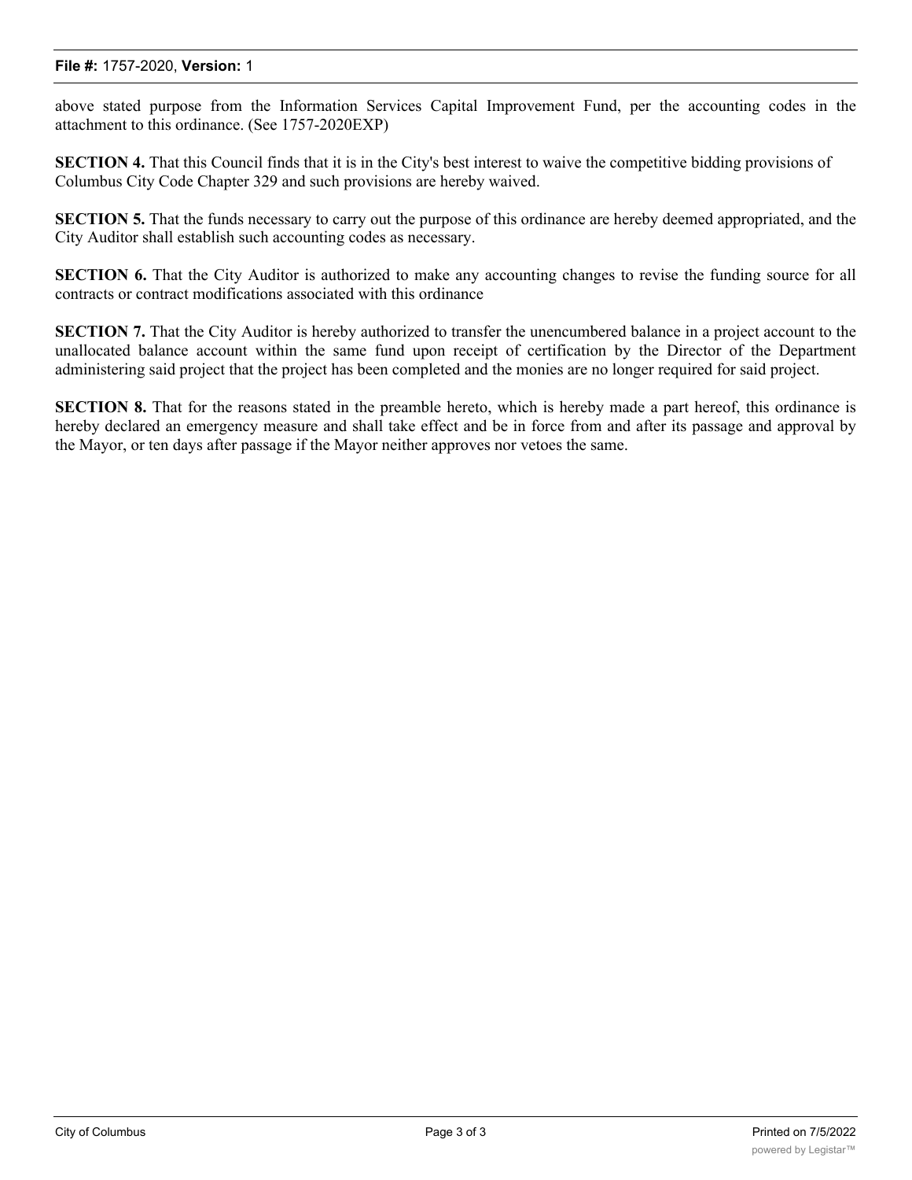above stated purpose from the Information Services Capital Improvement Fund, per the accounting codes in the attachment to this ordinance. (See 1757-2020EXP)

**SECTION 4.** That this Council finds that it is in the City's best interest to waive the competitive bidding provisions of Columbus City Code Chapter 329 and such provisions are hereby waived.

**SECTION 5.** That the funds necessary to carry out the purpose of this ordinance are hereby deemed appropriated, and the City Auditor shall establish such accounting codes as necessary.

**SECTION 6.** That the City Auditor is authorized to make any accounting changes to revise the funding source for all contracts or contract modifications associated with this ordinance

**SECTION 7.** That the City Auditor is hereby authorized to transfer the unencumbered balance in a project account to the unallocated balance account within the same fund upon receipt of certification by the Director of the Department administering said project that the project has been completed and the monies are no longer required for said project.

**SECTION 8.** That for the reasons stated in the preamble hereto, which is hereby made a part hereof, this ordinance is hereby declared an emergency measure and shall take effect and be in force from and after its passage and approval by the Mayor, or ten days after passage if the Mayor neither approves nor vetoes the same.